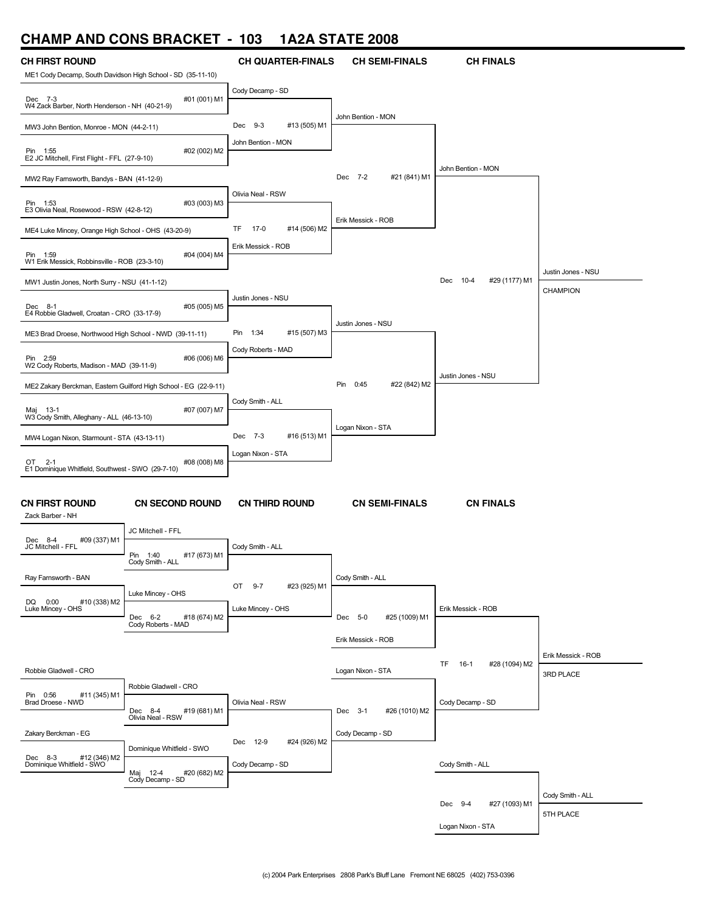# CHAMP AND CONS BRACKET - 103 1A2A STATE 2008

## CH FIRST ROUND

ME1 Cody Decamp, South Davidson High School - SD (35-11-10)
Dec 7-3 — #01 (001) M1
W4 Zack Barber, North Henderson - NH (40-21-9)

MW3 John Bention, Monroe - MON (44-2-11)
Pin 1:55 — #02 (002) M2
E2 JC Mitchell, First Flight - FFL (27-9-10)

MW2 Ray Farnsworth, Bandys - BAN (41-12-9)
Pin 1:53 — #03 (003) M3
E3 Olivia Neal, Rosewood - RSW (42-8-12)

ME4 Luke Mincey, Orange High School - OHS (43-20-9)
Pin 1:59 — #04 (004) M4
W1 Erik Messick, Robbinsville - ROB (23-3-10)

MW1 Justin Jones, North Surry - NSU (41-1-12)
Dec 8-1 — #05 (005) M5
E4 Robbie Gladwell, Croatan - CRO (33-17-9)

ME3 Brad Droese, Northwood High School - NWD (39-11-11)
Pin 2:59 — #06 (006) M6
W2 Cody Roberts, Madison - MAD (39-11-9)

ME2 Zakary Berckman, Eastern Guilford High School - EG (22-9-11)
Maj 13-1 — #07 (007) M7
W3 Cody Smith, Alleghany - ALL (46-13-10)

MW4 Logan Nixon, Starmount - STA (43-13-11)
OT 2-1 — #08 (008) M8
E1 Dominique Whitfield, Southwest - SWO (29-7-10)

## CH QUARTER-FINALS

Cody Decamp - SD
Dec 9-3 — #13 (505) M1
John Bention - MON

Olivia Neal - RSW
TF 17-0 — #14 (506) M2
Erik Messick - ROB

Justin Jones - NSU
Pin 1:34 — #15 (507) M3
Cody Roberts - MAD

Cody Smith - ALL
Dec 7-3 — #16 (513) M1
Logan Nixon - STA

## CH SEMI-FINALS

John Bention - MON
Dec 7-2 — #21 (841) M1
Erik Messick - ROB

Justin Jones - NSU
Pin 0:45 — #22 (842) M2
Logan Nixon - STA

## CH FINALS

John Bention - MON
Dec 10-4 — #29 (1177) M1
Justin Jones - NSU

Justin Jones - NSU
CHAMPION

## CN FIRST ROUND

Zack Barber - NH
Dec 8-4 — #09 (337) M1
JC Mitchell - FFL

Ray Farnsworth - BAN
DQ 0:00 — #10 (338) M2
Luke Mincey - OHS

Robbie Gladwell - CRO
Pin 0:56 — #11 (345) M1
Brad Droese - NWD

Zakary Berckman - EG
Dec 8-3 — #12 (346) M2
Dominique Whitfield - SWO

## CN SECOND ROUND

JC Mitchell - FFL
Pin 1:40 — #17 (673) M1
Cody Smith - ALL

Luke Mincey - OHS
Dec 6-2 — #18 (674) M2
Cody Roberts - MAD

Robbie Gladwell - CRO
Dec 8-4 — #19 (681) M1
Olivia Neal - RSW

Dominique Whitfield - SWO
Maj 12-4 — #20 (682) M2
Cody Decamp - SD

## CN THIRD ROUND

Cody Smith - ALL
OT 9-7 — #23 (925) M1
Luke Mincey - OHS

Olivia Neal - RSW
Dec 12-9 — #24 (926) M2
Cody Decamp - SD

## CN SEMI-FINALS

Cody Smith - ALL
Dec 5-0 — #25 (1009) M1
Erik Messick - ROB

Logan Nixon - STA
Dec 3-1 — #26 (1010) M2
Cody Decamp - SD

## CN FINALS

Erik Messick - ROB
TF 16-1 — #28 (1094) M2
Cody Decamp - SD

Erik Messick - ROB
3RD PLACE

Cody Smith - ALL
Dec 9-4 — #27 (1093) M1
Logan Nixon - STA

Cody Smith - ALL
5TH PLACE

(c) 2004 Park Enterprises 2808 Park's Bluff Lane Fremont NE 68025 (402) 753-0396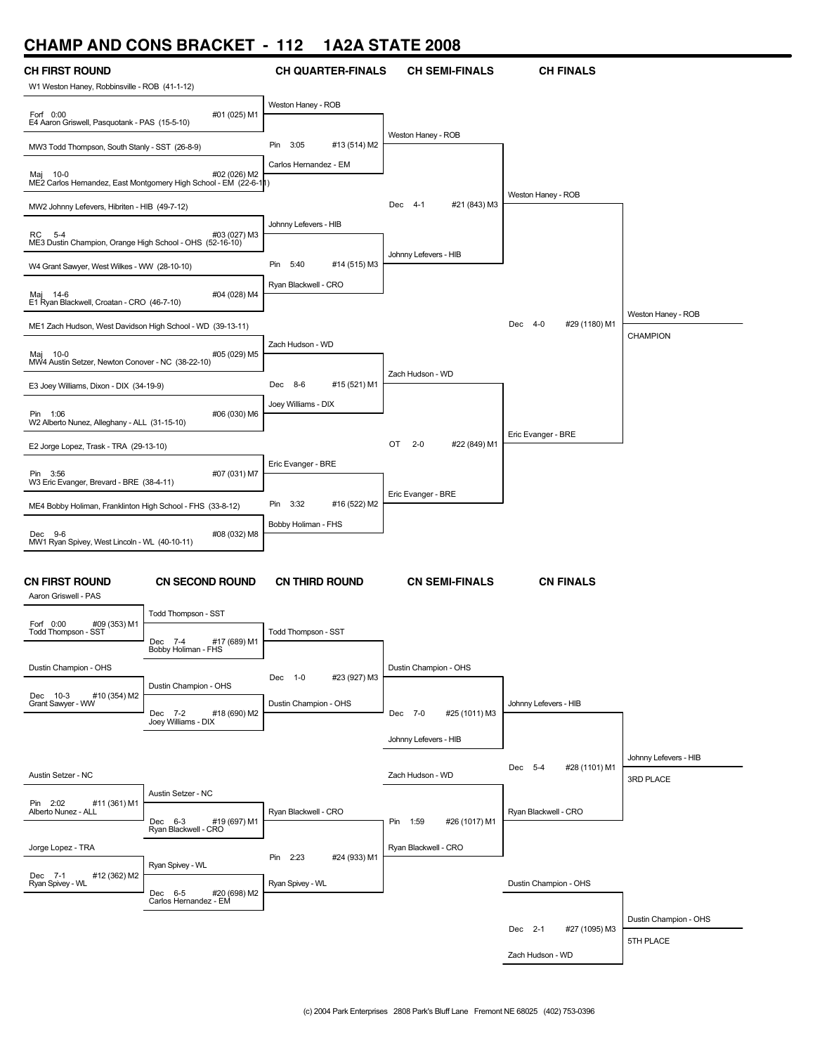# CHAMP AND CONS BRACKET - 112 1A2A STATE 2008

## CH FIRST ROUND

W1 Weston Haney, Robbinsville - ROB (41-1-12)
Forf 0:00 #01 (025) M1
E4 Aaron Griswell, Pasquotank - PAS (15-5-10)

MW3 Todd Thompson, South Stanly - SST (26-8-9)
Maj 10-0 #02 (026) M2
ME2 Carlos Hernandez, East Montgomery High School - EM (22-6-11)

MW2 Johnny Lefevers, Hibriten - HIB (49-7-12)
RC 5-4 #03 (027) M3
ME3 Dustin Champion, Orange High School - OHS (52-16-10)

W4 Grant Sawyer, West Wilkes - WW (28-10-10)
Maj 14-6 #04 (028) M4
E1 Ryan Blackwell, Croatan - CRO (46-7-10)

ME1 Zach Hudson, West Davidson High School - WD (39-13-11)
Maj 10-0 #05 (029) M5
MW4 Austin Setzer, Newton Conover - NC (38-22-10)

E3 Joey Williams, Dixon - DIX (34-19-9)
Pin 1:06 #06 (030) M6
W2 Alberto Nunez, Alleghany - ALL (31-15-10)

E2 Jorge Lopez, Trask - TRA (29-13-10)
Pin 3:56 #07 (031) M7
W3 Eric Evanger, Brevard - BRE (38-4-11)

ME4 Bobby Holiman, Franklinton High School - FHS (33-8-12)
Dec 9-6 #08 (032) M8
MW1 Ryan Spivey, West Lincoln - WL (40-10-11)

## CH QUARTER-FINALS

Weston Haney - ROB
Pin 3:05 #13 (514) M2
Carlos Hernandez - EM

Johnny Lefevers - HIB
Pin 5:40 #14 (515) M3
Ryan Blackwell - CRO

Zach Hudson - WD
Dec 8-6 #15 (521) M1
Joey Williams - DIX

Eric Evanger - BRE
Pin 3:32 #16 (522) M2
Bobby Holiman - FHS

## CH SEMI-FINALS

Weston Haney - ROB
Dec 4-1 #21 (843) M3
Johnny Lefevers - HIB

Zach Hudson - WD
OT 2-0 #22 (849) M1
Eric Evanger - BRE

## CH FINALS

Weston Haney - ROB
Dec 4-0 #29 (1180) M1
Eric Evanger - BRE

Weston Haney - ROB
CHAMPION

## CN FIRST ROUND

Aaron Griswell - PAS
Forf 0:00 #09 (353) M1
Todd Thompson - SST

Dustin Champion - OHS
Dec 10-3 #10 (354) M2
Grant Sawyer - WW

Austin Setzer - NC
Pin 2:02 #11 (361) M1
Alberto Nunez - ALL

Jorge Lopez - TRA
Dec 7-1 #12 (362) M2
Ryan Spivey - WL

## CN SECOND ROUND

Todd Thompson - SST
Dec 7-4 #17 (689) M1
Bobby Holiman - FHS

Dustin Champion - OHS
Dec 7-2 #18 (690) M2
Joey Williams - DIX

Austin Setzer - NC
Dec 6-3 #19 (697) M1
Ryan Blackwell - CRO

Ryan Spivey - WL
Dec 6-5 #20 (698) M2
Carlos Hernandez - EM

## CN THIRD ROUND

Todd Thompson - SST
Dec 1-0 #23 (927) M3
Dustin Champion - OHS

Ryan Blackwell - CRO
Pin 2:23 #24 (933) M1
Ryan Spivey - WL

## CN SEMI-FINALS

Dustin Champion - OHS
Dec 7-0 #25 (1011) M3
Johnny Lefevers - HIB

Zach Hudson - WD
Pin 1:59 #26 (1017) M1
Ryan Blackwell - CRO

## CN FINALS

Johnny Lefevers - HIB
Dec 5-4 #28 (1101) M1
Ryan Blackwell - CRO

Johnny Lefevers - HIB
3RD PLACE

Dustin Champion - OHS
Dec 2-1 #27 (1095) M3
Zach Hudson - WD

Dustin Champion - OHS
5TH PLACE

(c) 2004 Park Enterprises 2808 Park's Bluff Lane Fremont NE 68025 (402) 753-0396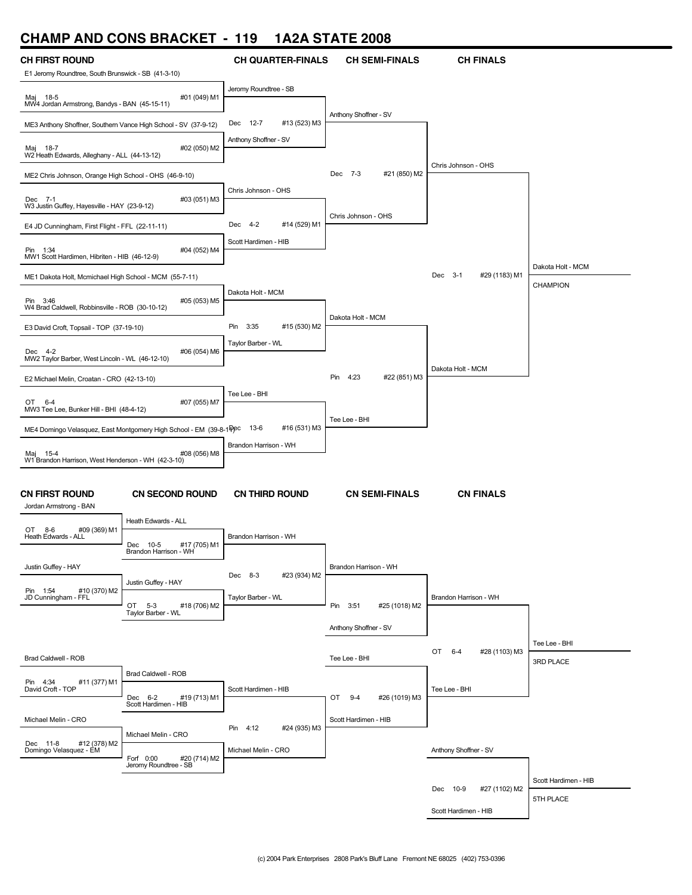# CHAMP AND CONS BRACKET - 119 1A2A STATE 2008

## CH FIRST ROUND

E1 Jeromy Roundtree, South Brunswick - SB (41-3-10)
Maj 18-5 #01 (049) M1
MW4 Jordan Armstrong, Bandys - BAN (45-15-11)

ME3 Anthony Shoffner, Southern Vance High School - SV (37-9-12)
Maj 18-7 #02 (050) M2
W2 Heath Edwards, Alleghany - ALL (44-13-12)

ME2 Chris Johnson, Orange High School - OHS (46-9-10)
Dec 7-1 #03 (051) M3
W3 Justin Guffey, Hayesville - HAY (23-9-12)

E4 JD Cunningham, First Flight - FFL (22-11-11)
Pin 1:34 #04 (052) M4
MW1 Scott Hardimen, Hibriten - HIB (46-12-9)

ME1 Dakota Holt, Mcmichael High School - MCM (55-7-11)
Pin 3:46 #05 (053) M5
W4 Brad Caldwell, Robbinsville - ROB (30-10-12)

E3 David Croft, Topsail - TOP (37-19-10)
Dec 4-2 #06 (054) M6
MW2 Taylor Barber, West Lincoln - WL (46-12-10)

E2 Michael Melin, Croatan - CRO (42-13-10)
OT 6-4 #07 (055) M7
MW3 Tee Lee, Bunker Hill - BHI (48-4-12)

ME4 Domingo Velasquez, East Montgomery High School - EM (39-8-11)
Maj 15-4 #08 (056) M8
W1 Brandon Harrison, West Henderson - WH (42-3-10)

## CH QUARTER-FINALS

Jeromy Roundtree - SB
Dec 12-7 #13 (523) M3
Anthony Shoffner - SV

Chris Johnson - OHS
Dec 4-2 #14 (529) M1
Scott Hardimen - HIB

Dakota Holt - MCM
Pin 3:35 #15 (530) M2
Taylor Barber - WL

Tee Lee - BHI
Dec 13-6 #16 (531) M3
Brandon Harrison - WH

## CH SEMI-FINALS

Anthony Shoffner - SV
Dec 7-3 #21 (850) M2
Chris Johnson - OHS

Dakota Holt - MCM
Pin 4:23 #22 (851) M3
Tee Lee - BHI

## CH FINALS

Chris Johnson - OHS
Dec 3-1 #29 (1183) M1
Dakota Holt - MCM

Dakota Holt - MCM
CHAMPION

## CN FIRST ROUND

Jordan Armstrong - BAN
OT 8-6 #09 (369) M1
Heath Edwards - ALL

Justin Guffey - HAY
Pin 1:54 #10 (370) M2
JD Cunningham - FFL

Brad Caldwell - ROB
Pin 4:34 #11 (377) M1
David Croft - TOP

Michael Melin - CRO
Dec 11-8 #12 (378) M2
Domingo Velasquez - EM

## CN SECOND ROUND

Heath Edwards - ALL
Dec 10-5 #17 (705) M1
Brandon Harrison - WH

Justin Guffey - HAY
OT 5-3 #18 (706) M2
Taylor Barber - WL

Brad Caldwell - ROB
Dec 6-2 #19 (713) M1
Scott Hardimen - HIB

Michael Melin - CRO
Forf 0:00 #20 (714) M2
Jeromy Roundtree - SB

## CN THIRD ROUND

Brandon Harrison - WH
Dec 8-3 #23 (934) M2
Taylor Barber - WL

Scott Hardimen - HIB
Pin 4:12 #24 (935) M3
Michael Melin - CRO

## CN SEMI-FINALS

Brandon Harrison - WH
Pin 3:51 #25 (1018) M2
Anthony Shoffner - SV

Tee Lee - BHI
OT 9-4 #26 (1019) M3
Scott Hardimen - HIB

## CN FINALS

Brandon Harrison - WH
OT 6-4 #28 (1103) M3
Tee Lee - BHI

Tee Lee - BHI
3RD PLACE

Anthony Shoffner - SV
Dec 10-9 #27 (1102) M2
Scott Hardimen - HIB

Scott Hardimen - HIB
5TH PLACE

(c) 2004 Park Enterprises 2808 Park's Bluff Lane Fremont NE 68025 (402) 753-0396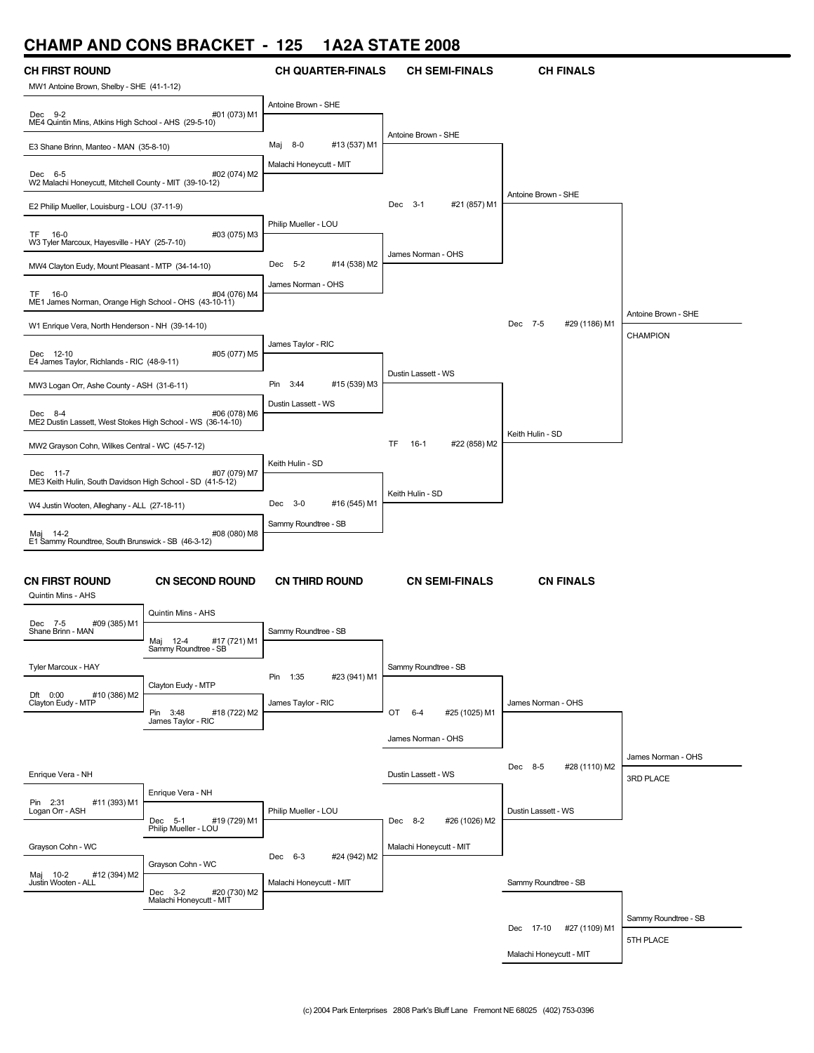# CHAMP AND CONS BRACKET - 125 1A2A STATE 2008

## CH FIRST ROUND

MW1 Antoine Brown, Shelby - SHE (41-1-12)
Dec 9-2 #01 (073) M1
ME4 Quintin Mins, Atkins High School - AHS (29-5-10)

E3 Shane Brinn, Manteo - MAN (35-8-10)
Dec 6-5 #02 (074) M2
W2 Malachi Honeycutt, Mitchell County - MIT (39-10-12)

E2 Philip Mueller, Louisburg - LOU (37-11-9)
TF 16-0 #03 (075) M3
W3 Tyler Marcoux, Hayesville - HAY (25-7-10)

MW4 Clayton Eudy, Mount Pleasant - MTP (34-14-10)
TF 16-0 #04 (076) M4
ME1 James Norman, Orange High School - OHS (43-10-11)

W1 Enrique Vera, North Henderson - NH (39-14-10)
Dec 12-10 #05 (077) M5
E4 James Taylor, Richlands - RIC (48-9-11)

MW3 Logan Orr, Ashe County - ASH (31-6-11)
Dec 8-4 #06 (078) M6
ME2 Dustin Lassett, West Stokes High School - WS (36-14-10)

MW2 Grayson Cohn, Wilkes Central - WC (45-7-12)
Dec 11-7 #07 (079) M7
ME3 Keith Hulin, South Davidson High School - SD (41-5-12)

W4 Justin Wooten, Alleghany - ALL (27-18-11)
Maj 14-2 #08 (080) M8
E1 Sammy Roundtree, South Brunswick - SB (46-3-12)

## CH QUARTER-FINALS

Antoine Brown - SHE
Maj 8-0 #13 (537) M1
Malachi Honeycutt - MIT

Philip Mueller - LOU
Dec 5-2 #14 (538) M2
James Norman - OHS

James Taylor - RIC
Pin 3:44 #15 (539) M3
Dustin Lassett - WS

Keith Hulin - SD
Dec 3-0 #16 (545) M1
Sammy Roundtree - SB

## CH SEMI-FINALS

Antoine Brown - SHE
Dec 3-1 #21 (857) M1
James Norman - OHS

Dustin Lassett - WS
TF 16-1 #22 (858) M2
Keith Hulin - SD

## CH FINALS

Antoine Brown - SHE
Dec 7-5 #29 (1186) M1
Keith Hulin - SD

Antoine Brown - SHE
CHAMPION

## CN FIRST ROUND

Quintin Mins - AHS
Dec 7-5 #09 (385) M1
Shane Brinn - MAN

Tyler Marcoux - HAY
Dft 0:00 #10 (386) M2
Clayton Eudy - MTP

Enrique Vera - NH
Pin 2:31 #11 (393) M1
Logan Orr - ASH

Grayson Cohn - WC
Maj 10-2 #12 (394) M2
Justin Wooten - ALL

## CN SECOND ROUND

Quintin Mins - AHS
Maj 12-4 #17 (721) M1
Sammy Roundtree - SB

Clayton Eudy - MTP
Pin 3:48 #18 (722) M2
James Taylor - RIC

Enrique Vera - NH
Dec 5-1 #19 (729) M1
Philip Mueller - LOU

Grayson Cohn - WC
Dec 3-2 #20 (730) M2
Malachi Honeycutt - MIT

## CN THIRD ROUND

Sammy Roundtree - SB
Pin 1:35 #23 (941) M1
James Taylor - RIC

Philip Mueller - LOU
Dec 6-3 #24 (942) M2
Malachi Honeycutt - MIT

## CN SEMI-FINALS

Sammy Roundtree - SB
OT 6-4 #25 (1025) M1
James Norman - OHS

Dustin Lassett - WS
Dec 8-2 #26 (1026) M2
Malachi Honeycutt - MIT

## CN FINALS

James Norman - OHS
Dec 8-5 #28 (1110) M2
Dustin Lassett - WS

James Norman - OHS
3RD PLACE

Sammy Roundtree - SB
Dec 17-10 #27 (1109) M1
Malachi Honeycutt - MIT

Sammy Roundtree - SB
5TH PLACE

(c) 2004 Park Enterprises 2808 Park's Bluff Lane Fremont NE 68025 (402) 753-0396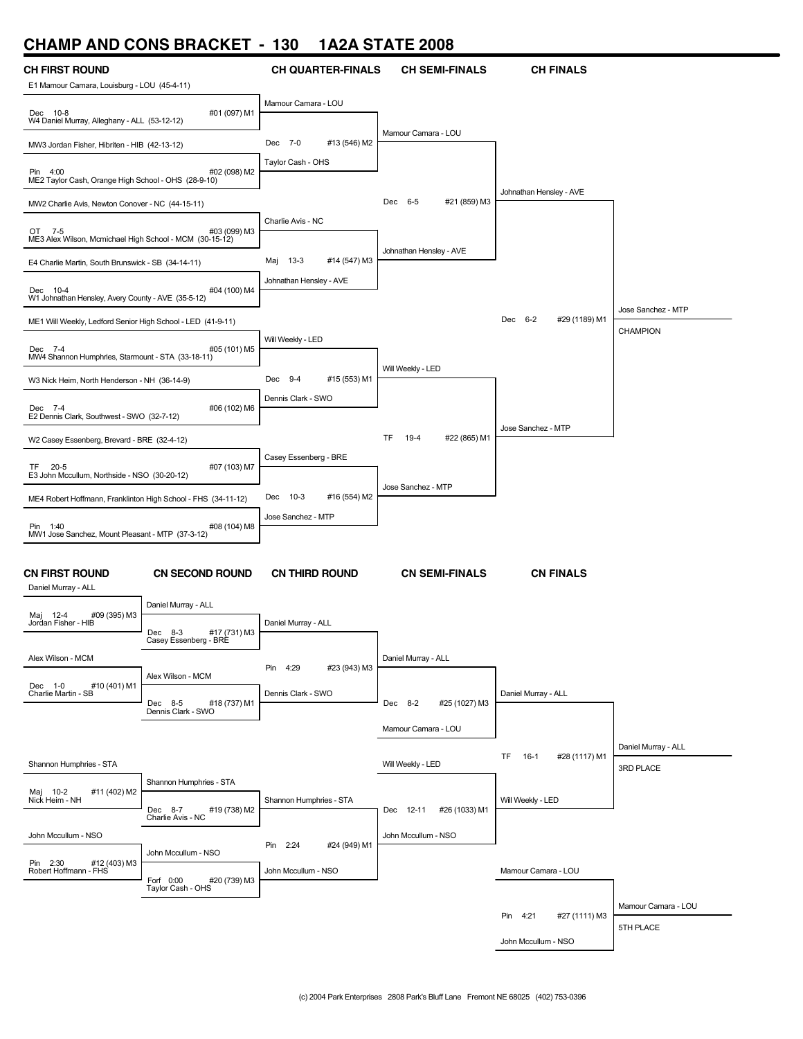# CHAMP AND CONS BRACKET - 130 1A2A STATE 2008

## CH FIRST ROUND

E1 Mamour Camara, Louisburg - LOU (45-4-11)
Dec 10-8 #01 (097) M1
W4 Daniel Murray, Alleghany - ALL (53-12-12)

MW3 Jordan Fisher, Hibriten - HIB (42-13-12)
Pin 4:00 #02 (098) M2
ME2 Taylor Cash, Orange High School - OHS (28-9-10)

MW2 Charlie Avis, Newton Conover - NC (44-15-11)
OT 7-5 #03 (099) M3
ME3 Alex Wilson, Mcmichael High School - MCM (30-15-12)

E4 Charlie Martin, South Brunswick - SB (34-14-11)
Dec 10-4 #04 (100) M4
W1 Johnathan Hensley, Avery County - AVE (35-5-12)

ME1 Will Weekly, Ledford Senior High School - LED (41-9-11)
Dec 7-4 #05 (101) M5
MW4 Shannon Humphries, Starmount - STA (33-18-11)

W3 Nick Heim, North Henderson - NH (36-14-9)
Dec 7-4 #06 (102) M6
E2 Dennis Clark, Southwest - SWO (32-7-12)

W2 Casey Essenberg, Brevard - BRE (32-4-12)
TF 20-5 #07 (103) M7
E3 John Mccullum, Northside - NSO (30-20-12)

ME4 Robert Hoffmann, Franklinton High School - FHS (34-11-12)
Pin 1:40 #08 (104) M8
MW1 Jose Sanchez, Mount Pleasant - MTP (37-3-12)

## CH QUARTER-FINALS

Mamour Camara - LOU
Dec 7-0 #13 (546) M2
Taylor Cash - OHS

Charlie Avis - NC
Maj 13-3 #14 (547) M3
Johnathan Hensley - AVE

Will Weekly - LED
Dec 9-4 #15 (553) M1
Dennis Clark - SWO

Casey Essenberg - BRE
Dec 10-3 #16 (554) M2
Jose Sanchez - MTP

## CH SEMI-FINALS

Mamour Camara - LOU
Dec 6-5 #21 (859) M3
Johnathan Hensley - AVE

Will Weekly - LED
TF 19-4 #22 (865) M1
Jose Sanchez - MTP

## CH FINALS

Johnathan Hensley - AVE
Dec 6-2 #29 (1189) M1
Jose Sanchez - MTP

Jose Sanchez - MTP
CHAMPION

## CN FIRST ROUND

Daniel Murray - ALL
Maj 12-4 #09 (395) M3
Jordan Fisher - HIB

Alex Wilson - MCM
Dec 1-0 #10 (401) M1
Charlie Martin - SB

Shannon Humphries - STA
Maj 10-2 #11 (402) M2
Nick Heim - NH

John Mccullum - NSO
Pin 2:30 #12 (403) M3
Robert Hoffmann - FHS

## CN SECOND ROUND

Daniel Murray - ALL
Dec 8-3 #17 (731) M3
Casey Essenberg - BRE

Alex Wilson - MCM
Dec 8-5 #18 (737) M1
Dennis Clark - SWO

Shannon Humphries - STA
Dec 8-7 #19 (738) M2
Charlie Avis - NC

John Mccullum - NSO
Forf 0:00 #20 (739) M3
Taylor Cash - OHS

## CN THIRD ROUND

Daniel Murray - ALL
Pin 4:29 #23 (943) M3
Dennis Clark - SWO

Shannon Humphries - STA
Pin 2:24 #24 (949) M1
John Mccullum - NSO

## CN SEMI-FINALS

Daniel Murray - ALL
Dec 8-2 #25 (1027) M3
Mamour Camara - LOU

Will Weekly - LED
Dec 12-11 #26 (1033) M1
John Mccullum - NSO

## CN FINALS

Daniel Murray - ALL
TF 16-1 #28 (1117) M1
Will Weekly - LED

Daniel Murray - ALL
3RD PLACE

Mamour Camara - LOU
Pin 4:21 #27 (1111) M3
John Mccullum - NSO

Mamour Camara - LOU
5TH PLACE

(c) 2004 Park Enterprises 2808 Park's Bluff Lane Fremont NE 68025 (402) 753-0396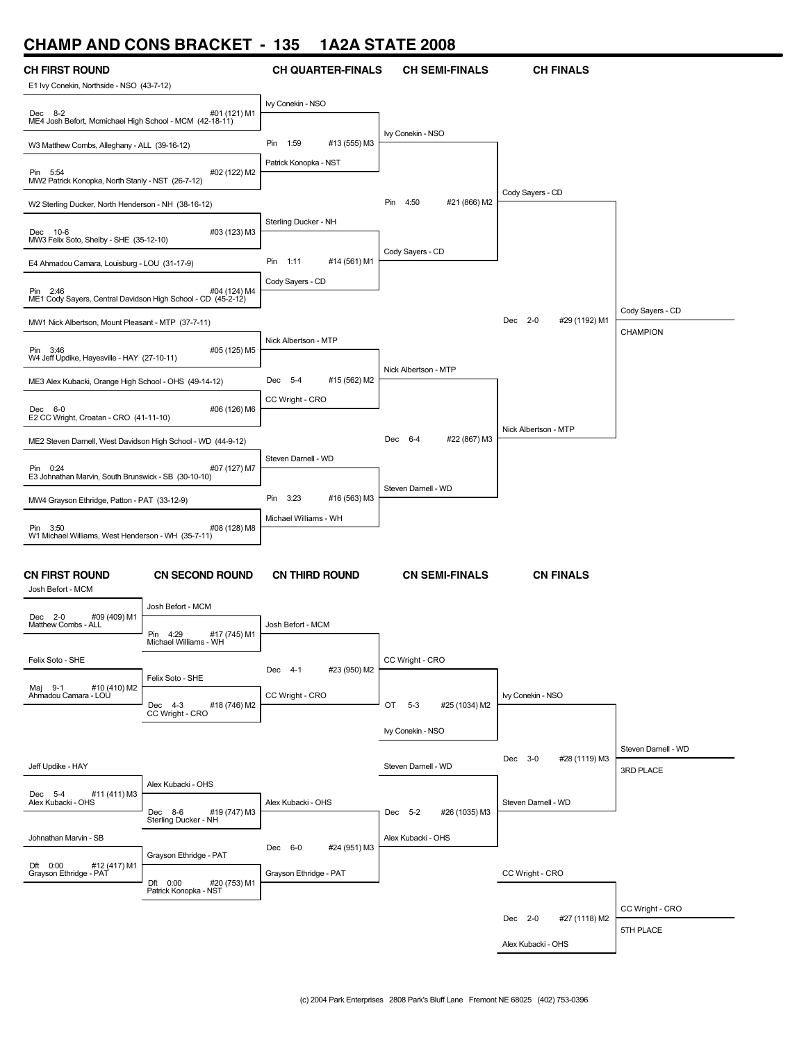# CHAMP AND CONS BRACKET - 135 1A2A STATE 2008

## CH FIRST ROUND

E1 Ivy Conekin, Northside - NSO (43-7-12)
Dec 8-2 #01 (121) M1
ME4 Josh Befort, Mcmichael High School - MCM (42-18-11)

W3 Matthew Combs, Alleghany - ALL (39-16-12)
Pin 5:54 #02 (122) M2
MW2 Patrick Konopka, North Stanly - NST (26-7-12)

W2 Sterling Ducker, North Henderson - NH (38-16-12)
Dec 10-6 #03 (123) M3
MW3 Felix Soto, Shelby - SHE (35-12-10)

E4 Ahmadou Camara, Louisburg - LOU (31-17-9)
Pin 2:46 #04 (124) M4
ME1 Cody Sayers, Central Davidson High School - CD (45-2-12)

MW1 Nick Albertson, Mount Pleasant - MTP (37-7-11)
Pin 3:46 #05 (125) M5
W4 Jeff Updike, Hayesville - HAY (27-10-11)

ME3 Alex Kubacki, Orange High School - OHS (49-14-12)
Dec 6-0 #06 (126) M6
E2 CC Wright, Croatan - CRO (41-11-10)

ME2 Steven Darnell, West Davidson High School - WD (44-9-12)
Pin 0:24 #07 (127) M7
E3 Johnathan Marvin, South Brunswick - SB (30-10-10)

MW4 Grayson Ethridge, Patton - PAT (33-12-9)
Pin 3:50 #08 (128) M8
W1 Michael Williams, West Henderson - WH (35-7-11)

## CH QUARTER-FINALS

Ivy Conekin - NSO
Pin 1:59 #13 (555) M3
Patrick Konopka - NST

Sterling Ducker - NH
Pin 1:11 #14 (561) M1
Cody Sayers - CD

Nick Albertson - MTP
Dec 5-4 #15 (562) M2
CC Wright - CRO

Steven Darnell - WD
Pin 3:23 #16 (563) M3
Michael Williams - WH

## CH SEMI-FINALS

Ivy Conekin - NSO
Pin 4:50 #21 (866) M2
Cody Sayers - CD

Nick Albertson - MTP
Dec 6-4 #22 (867) M3
Steven Darnell - WD

## CH FINALS

Cody Sayers - CD
Dec 2-0 #29 (1192) M1
Nick Albertson - MTP

Cody Sayers - CD
CHAMPION

## CN FIRST ROUND

Josh Befort - MCM
Dec 2-0 #09 (409) M1
Matthew Combs - ALL

Felix Soto - SHE
Maj 9-1 #10 (410) M2
Ahmadou Camara - LOU

Jeff Updike - HAY
Dec 5-4 #11 (411) M3
Alex Kubacki - OHS

Johnathan Marvin - SB
Dft 0:00 #12 (417) M1
Grayson Ethridge - PAT

## CN SECOND ROUND

Josh Befort - MCM
Pin 4:29 #17 (745) M1
Michael Williams - WH

Felix Soto - SHE
Dec 4-3 #18 (746) M2
CC Wright - CRO

Alex Kubacki - OHS
Dec 8-6 #19 (747) M3
Sterling Ducker - NH

Grayson Ethridge - PAT
Dft 0:00 #20 (753) M1
Patrick Konopka - NST

## CN THIRD ROUND

Josh Befort - MCM
Dec 4-1 #23 (950) M2
CC Wright - CRO

Alex Kubacki - OHS
Dec 6-0 #24 (951) M3
Grayson Ethridge - PAT

## CN SEMI-FINALS

CC Wright - CRO
OT 5-3 #25 (1034) M2
Ivy Conekin - NSO

Steven Darnell - WD
Dec 5-2 #26 (1035) M3
Alex Kubacki - OHS

## CN FINALS

Ivy Conekin - NSO
Dec 3-0 #28 (1119) M3
Steven Darnell - WD

Steven Darnell - WD
3RD PLACE

CC Wright - CRO
Dec 2-0 #27 (1118) M2
Alex Kubacki - OHS

CC Wright - CRO
5TH PLACE

(c) 2004 Park Enterprises 2808 Park's Bluff Lane Fremont NE 68025 (402) 753-0396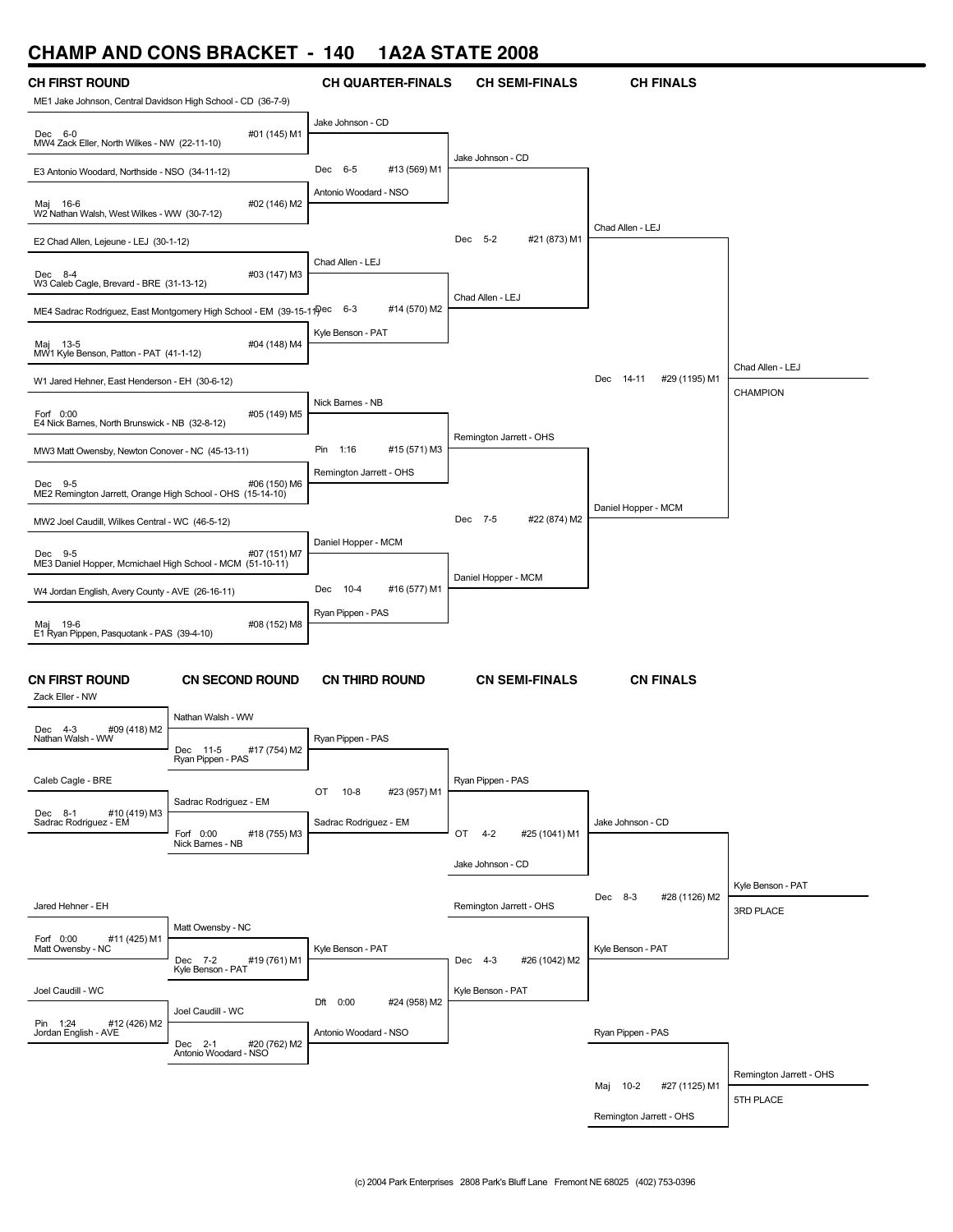# CHAMP AND CONS BRACKET - 140 1A2A STATE 2008

## CH FIRST ROUND

| Match | Wrestler 1 | Result | Wrestler 2 |
| --- | --- | --- | --- |
| #01 (145) M1 | ME1 Jake Johnson, Central Davidson High School - CD (36-7-9) | Dec 6-0 | MW4 Zack Eller, North Wilkes - NW (22-11-10) |
| #02 (146) M2 | E3 Antonio Woodard, Northside - NSO (34-11-12) | Maj 16-6 | W2 Nathan Walsh, West Wilkes - WW (30-7-12) |
| #03 (147) M3 | E2 Chad Allen, Lejeune - LEJ (30-1-12) | Dec 8-4 | W3 Caleb Cagle, Brevard - BRE (31-13-12) |
| #04 (148) M4 | ME4 Sadrac Rodriguez, East Montgomery High School - EM (39-15-11) | Maj 13-5 | MW1 Kyle Benson, Patton - PAT (41-1-12) |
| #05 (149) M5 | W1 Jared Hehner, East Henderson - EH (30-6-12) | Forf 0:00 | E4 Nick Barnes, North Brunswick - NB (32-8-12) |
| #06 (150) M6 | MW3 Matt Owensby, Newton Conover - NC (45-13-11) | Dec 9-5 | ME2 Remington Jarrett, Orange High School - OHS (15-14-10) |
| #07 (151) M7 | MW2 Joel Caudill, Wilkes Central - WC (46-5-12) | Dec 9-5 | ME3 Daniel Hopper, Mcmichael High School - MCM (51-10-11) |
| #08 (152) M8 | W4 Jordan English, Avery County - AVE (26-16-11) | Maj 19-6 | E1 Ryan Pippen, Pasquotank - PAS (39-4-10) |

## CH QUARTER-FINALS

| Match | Wrestler 1 | Result | Wrestler 2 |
| --- | --- | --- | --- |
| #13 (569) M1 | Jake Johnson - CD | Dec 6-5 | Antonio Woodard - NSO |
| #14 (570) M2 | Chad Allen - LEJ | Dec 6-3 | Kyle Benson - PAT |
| #15 (571) M3 | Nick Barnes - NB | Pin 1:16 | Remington Jarrett - OHS |
| #16 (577) M1 | Daniel Hopper - MCM | Dec 10-4 | Ryan Pippen - PAS |

## CH SEMI-FINALS

| Match | Wrestler 1 | Result | Wrestler 2 |
| --- | --- | --- | --- |
| #21 (873) M1 | Jake Johnson - CD | Dec 5-2 | Chad Allen - LEJ |
| #22 (874) M2 | Remington Jarrett - OHS | Dec 7-5 | Daniel Hopper - MCM |

## CH FINALS

| Match | Wrestler 1 | Result | Wrestler 2 |
| --- | --- | --- | --- |
| #29 (1195) M1 | Chad Allen - LEJ | Dec 14-11 | Daniel Hopper - MCM |

**Chad Allen - LEJ — CHAMPION**

## CN FIRST ROUND

| Match | Wrestler 1 | Result | Wrestler 2 |
| --- | --- | --- | --- |
| #09 (418) M2 | Zack Eller - NW | Dec 4-3 | Nathan Walsh - WW |
| #10 (419) M3 | Caleb Cagle - BRE | Dec 8-1 | Sadrac Rodriguez - EM |
| #11 (425) M1 | Jared Hehner - EH | Forf 0:00 | Matt Owensby - NC |
| #12 (426) M2 | Joel Caudill - WC | Pin 1:24 | Jordan English - AVE |

## CN SECOND ROUND

| Match | Wrestler 1 | Result | Wrestler 2 |
| --- | --- | --- | --- |
| #17 (754) M2 | Nathan Walsh - WW | Dec 11-5 | Ryan Pippen - PAS |
| #18 (755) M3 | Sadrac Rodriguez - EM | Forf 0:00 | Nick Barnes - NB |
| #19 (761) M1 | Matt Owensby - NC | Dec 7-2 | Kyle Benson - PAT |
| #20 (762) M2 | Joel Caudill - WC | Dec 2-1 | Antonio Woodard - NSO |

## CN THIRD ROUND

| Match | Wrestler 1 | Result | Wrestler 2 |
| --- | --- | --- | --- |
| #23 (957) M1 | Ryan Pippen - PAS | OT 10-8 | Sadrac Rodriguez - EM |
| #24 (958) M2 | Kyle Benson - PAT | Dft 0:00 | Antonio Woodard - NSO |

## CN SEMI-FINALS

| Match | Wrestler 1 | Result | Wrestler 2 |
| --- | --- | --- | --- |
| #25 (1041) M1 | Ryan Pippen - PAS | OT 4-2 | Jake Johnson - CD |
| #26 (1042) M2 | Remington Jarrett - OHS | Dec 4-3 | Kyle Benson - PAT |

## CN FINALS

| Match | Wrestler 1 | Result | Wrestler 2 |
| --- | --- | --- | --- |
| #28 (1126) M2 | Jake Johnson - CD | Dec 8-3 | Kyle Benson - PAT |
| #27 (1125) M1 | Ryan Pippen - PAS | Maj 10-2 | Remington Jarrett - OHS |

**Kyle Benson - PAT — 3RD PLACE**

**Remington Jarrett - OHS — 5TH PLACE**

(c) 2004 Park Enterprises 2808 Park's Bluff Lane Fremont NE 68025 (402) 753-0396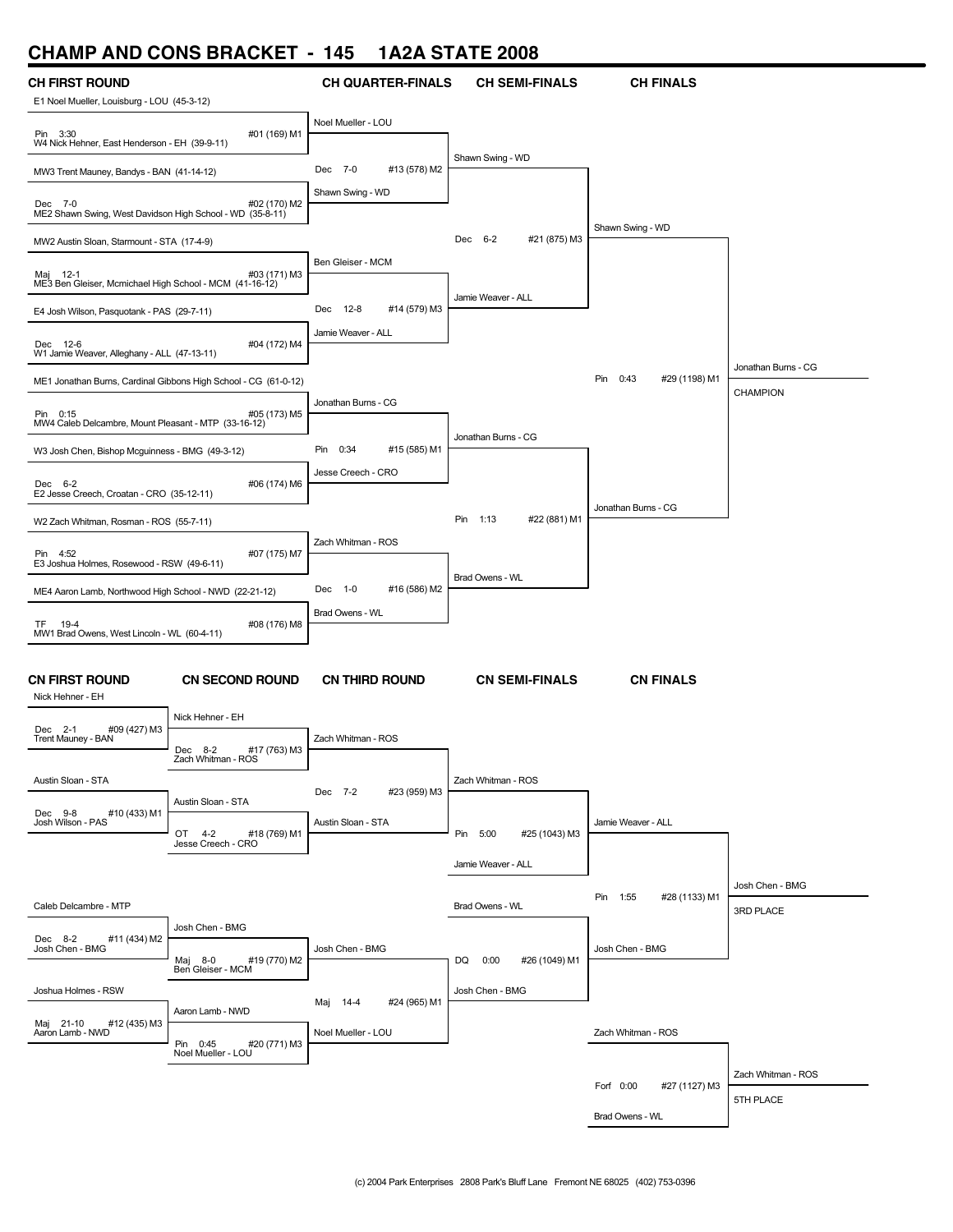# CHAMP AND CONS BRACKET - 145 1A2A STATE 2008

## CH FIRST ROUND

E1 Noel Mueller, Louisburg - LOU (45-3-12)
Pin 3:30 — #01 (169) M1
W4 Nick Hehner, East Henderson - EH (39-9-11)

MW3 Trent Mauney, Bandys - BAN (41-14-12)
Dec 7-0 — #02 (170) M2
ME2 Shawn Swing, West Davidson High School - WD (35-8-11)

MW2 Austin Sloan, Starmount - STA (17-4-9)
Maj 12-1 — #03 (171) M3
ME3 Ben Gleiser, Mcmichael High School - MCM (41-16-12)

E4 Josh Wilson, Pasquotank - PAS (29-7-11)
Dec 12-6 — #04 (172) M4
W1 Jamie Weaver, Alleghany - ALL (47-13-11)

ME1 Jonathan Burns, Cardinal Gibbons High School - CG (61-0-12)
Pin 0:15 — #05 (173) M5
MW4 Caleb Delcambre, Mount Pleasant - MTP (33-16-12)

W3 Josh Chen, Bishop Mcguinness - BMG (49-3-12)
Dec 6-2 — #06 (174) M6
E2 Jesse Creech, Croatan - CRO (35-12-11)

W2 Zach Whitman, Rosman - ROS (55-7-11)
Pin 4:52 — #07 (175) M7
E3 Joshua Holmes, Rosewood - RSW (49-6-11)

ME4 Aaron Lamb, Northwood High School - NWD (22-21-12)
TF 19-4 — #08 (176) M8
MW1 Brad Owens, West Lincoln - WL (60-4-11)

## CH QUARTER-FINALS

Noel Mueller - LOU
Dec 7-0 — #13 (578) M2
Shawn Swing - WD

Ben Gleiser - MCM
Dec 12-8 — #14 (579) M3
Jamie Weaver - ALL

Jonathan Burns - CG
Pin 0:34 — #15 (585) M1
Jesse Creech - CRO

Zach Whitman - ROS
Dec 1-0 — #16 (586) M2
Brad Owens - WL

## CH SEMI-FINALS

Shawn Swing - WD
Dec 6-2 — #21 (875) M3
Jamie Weaver - ALL

Jonathan Burns - CG
Pin 1:13 — #22 (881) M1
Brad Owens - WL

## CH FINALS

Shawn Swing - WD
Pin 0:43 — #29 (1198) M1
Jonathan Burns - CG

Jonathan Burns - CG
CHAMPION

## CN FIRST ROUND

Nick Hehner - EH
Dec 2-1 — #09 (427) M3
Trent Mauney - BAN

Austin Sloan - STA
Dec 9-8 — #10 (433) M1
Josh Wilson - PAS

Caleb Delcambre - MTP
Dec 8-2 — #11 (434) M2
Josh Chen - BMG

Joshua Holmes - RSW
Maj 21-10 — #12 (435) M3
Aaron Lamb - NWD

## CN SECOND ROUND

Nick Hehner - EH
Dec 8-2 — #17 (763) M3
Zach Whitman - ROS

Austin Sloan - STA
OT 4-2 — #18 (769) M1
Jesse Creech - CRO

Josh Chen - BMG
Maj 8-0 — #19 (770) M2
Ben Gleiser - MCM

Aaron Lamb - NWD
Pin 0:45 — #20 (771) M3
Noel Mueller - LOU

## CN THIRD ROUND

Zach Whitman - ROS
Dec 7-2 — #23 (959) M3
Austin Sloan - STA

Josh Chen - BMG
Maj 14-4 — #24 (965) M1
Noel Mueller - LOU

## CN SEMI-FINALS

Zach Whitman - ROS
Pin 5:00 — #25 (1043) M3
Jamie Weaver - ALL

Brad Owens - WL
DQ 0:00 — #26 (1049) M1
Josh Chen - BMG

## CN FINALS

Jamie Weaver - ALL
Pin 1:55 — #28 (1133) M1
Josh Chen - BMG

Josh Chen - BMG
3RD PLACE

Zach Whitman - ROS
Forf 0:00 — #27 (1127) M3
Brad Owens - WL

Zach Whitman - ROS
5TH PLACE

(c) 2004 Park Enterprises 2808 Park's Bluff Lane Fremont NE 68025 (402) 753-0396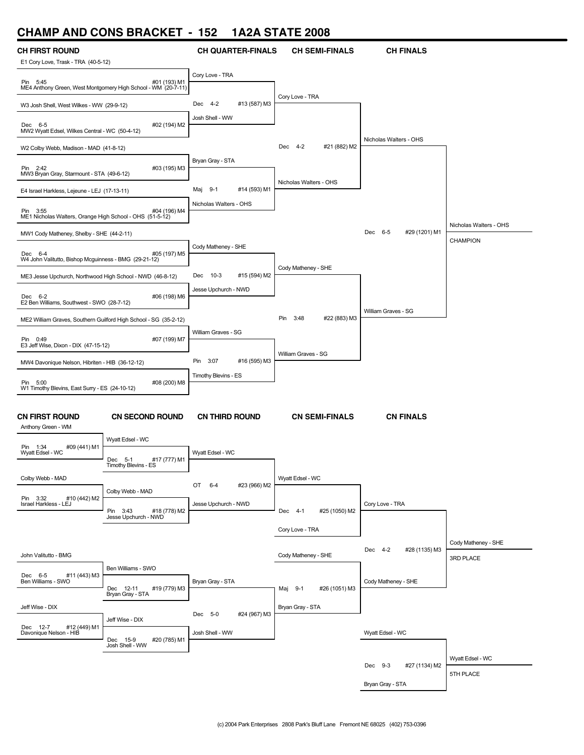# CHAMP AND CONS BRACKET - 152 1A2A STATE 2008

## CH FIRST ROUND

| Match | Wrestler 1 | Wrestler 2 | Result |
|---|---|---|---|
| #01 (193) M1 | E1 Cory Love, Trask - TRA (40-5-12) | ME4 Anthony Green, West Montgomery High School - WM (20-7-11) | Pin 5:45 |
| #02 (194) M2 | W3 Josh Shell, West Wilkes - WW (29-9-12) | MW2 Wyatt Edsel, Wilkes Central - WC (50-4-12) | Dec 6-5 |
| #03 (195) M3 | W2 Colby Webb, Madison - MAD (41-8-12) | MW3 Bryan Gray, Starmount - STA (49-6-12) | Pin 2:42 |
| #04 (196) M4 | E4 Israel Harkless, Lejeune - LEJ (17-13-11) | ME1 Nicholas Walters, Orange High School - OHS (51-5-12) | Pin 3:55 |
| #05 (197) M5 | MW1 Cody Matheney, Shelby - SHE (44-2-11) | W4 John Valitutto, Bishop Mcguinness - BMG (29-21-12) | Dec 6-4 |
| #06 (198) M6 | ME3 Jesse Upchurch, Northwood High School - NWD (46-8-12) | E2 Ben Williams, Southwest - SWO (28-7-12) | Dec 6-2 |
| #07 (199) M7 | ME2 William Graves, Southern Guilford High School - SG (35-2-12) | E3 Jeff Wise, Dixon - DIX (47-15-12) | Pin 0:49 |
| #08 (200) M8 | MW4 Davonique Nelson, Hibriten - HIB (36-12-12) | W1 Timothy Blevins, East Surry - ES (24-10-12) | Pin 5:00 |

## CH QUARTER-FINALS

| Match | Wrestler 1 | Wrestler 2 | Result |
|---|---|---|---|
| #13 (587) M3 | Cory Love - TRA | Josh Shell - WW | Dec 4-2 |
| #14 (593) M1 | Bryan Gray - STA | Nicholas Walters - OHS | Maj 9-1 |
| #15 (594) M2 | Cody Matheney - SHE | Jesse Upchurch - NWD | Dec 10-3 |
| #16 (595) M3 | William Graves - SG | Timothy Blevins - ES | Pin 3:07 |

## CH SEMI-FINALS

| Match | Wrestler 1 | Wrestler 2 | Result |
|---|---|---|---|
| #21 (882) M2 | Cory Love - TRA | Nicholas Walters - OHS | Dec 4-2 |
| #22 (883) M3 | Cody Matheney - SHE | William Graves - SG | Pin 3:48 |

## CH FINALS

| Match | Wrestler 1 | Wrestler 2 | Result |
|---|---|---|---|
| #29 (1201) M1 | Nicholas Walters - OHS | William Graves - SG | Dec 6-5 |

**CHAMPION:** Nicholas Walters - OHS

## CN FIRST ROUND

| Match | Wrestler 1 | Wrestler 2 | Result |
|---|---|---|---|
| #09 (441) M1 | Anthony Green - WM | Wyatt Edsel - WC | Pin 1:34 |
| #10 (442) M2 | Colby Webb - MAD | Israel Harkless - LEJ | Pin 3:32 |
| #11 (443) M3 | John Valitutto - BMG | Ben Williams - SWO | Dec 6-5 |
| #12 (449) M1 | Jeff Wise - DIX | Davonique Nelson - HIB | Dec 12-7 |

## CN SECOND ROUND

| Match | Wrestler 1 | Wrestler 2 | Result |
|---|---|---|---|
| #17 (777) M1 | Wyatt Edsel - WC | Timothy Blevins - ES | Dec 5-1 |
| #18 (778) M2 | Colby Webb - MAD | Jesse Upchurch - NWD | Pin 3:43 |
| #19 (779) M3 | Ben Williams - SWO | Bryan Gray - STA | Dec 12-11 |
| #20 (785) M1 | Jeff Wise - DIX | Josh Shell - WW | Dec 15-9 |

## CN THIRD ROUND

| Match | Wrestler 1 | Wrestler 2 | Result |
|---|---|---|---|
| #23 (966) M2 | Wyatt Edsel - WC | Jesse Upchurch - NWD | OT 6-4 |
| #24 (967) M3 | Bryan Gray - STA | Josh Shell - WW | Dec 5-0 |

## CN SEMI-FINALS

| Match | Wrestler 1 | Wrestler 2 | Result |
|---|---|---|---|
| #25 (1050) M2 | Wyatt Edsel - WC | Cory Love - TRA | Dec 4-1 |
| #26 (1051) M3 | Cody Matheney - SHE | Bryan Gray - STA | Maj 9-1 |

## CN FINALS

| Match | Wrestler 1 | Wrestler 2 | Result |
|---|---|---|---|
| #28 (1135) M3 | Cory Love - TRA | Cody Matheney - SHE | Dec 4-2 |
| #27 (1134) M2 | Wyatt Edsel - WC | Bryan Gray - STA | Dec 9-3 |

**3RD PLACE:** Cody Matheney - SHE

**5TH PLACE:** Wyatt Edsel - WC

(c) 2004 Park Enterprises 2808 Park's Bluff Lane Fremont NE 68025 (402) 753-0396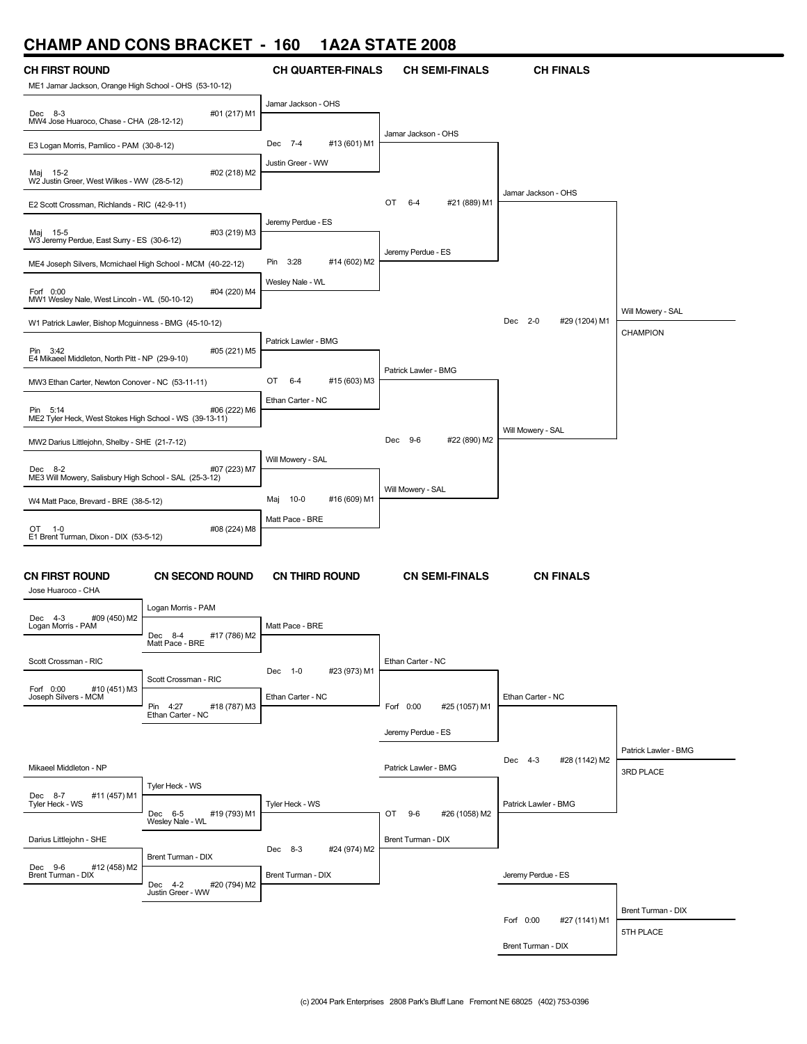# CHAMP AND CONS BRACKET - 160 1A2A STATE 2008

## CH FIRST ROUND

| CH FIRST ROUND | Result | Bout |
|---|---|---|
| ME1 Jamar Jackson, Orange High School - OHS (53-10-12) vs MW4 Jose Huaroco, Chase - CHA (28-12-12) | Dec 8-3 | #01 (217) M1 |
| E3 Logan Morris, Pamlico - PAM (30-8-12) vs W2 Justin Greer, West Wilkes - WW (28-5-12) | Maj 15-2 | #02 (218) M2 |
| E2 Scott Crossman, Richlands - RIC (42-9-11) vs W3 Jeremy Perdue, East Surry - ES (30-6-12) | Maj 15-5 | #03 (219) M3 |
| ME4 Joseph Silvers, Mcmichael High School - MCM (40-22-12) vs MW1 Wesley Nale, West Lincoln - WL (50-10-12) | Forf 0:00 | #04 (220) M4 |
| W1 Patrick Lawler, Bishop Mcguinness - BMG (45-10-12) vs E4 Mikaeel Middleton, North Pitt - NP (29-9-10) | Pin 3:42 | #05 (221) M5 |
| MW3 Ethan Carter, Newton Conover - NC (53-11-11) vs ME2 Tyler Heck, West Stokes High School - WS (39-13-11) | Pin 5:14 | #06 (222) M6 |
| MW2 Darius Littlejohn, Shelby - SHE (21-7-12) vs ME3 Will Mowery, Salisbury High School - SAL (25-3-12) | Dec 8-2 | #07 (223) M7 |
| W4 Matt Pace, Brevard - BRE (38-5-12) vs E1 Brent Turman, Dixon - DIX (53-5-12) | OT 1-0 | #08 (224) M8 |

## CH QUARTER-FINALS

| Match | Result | Bout |
|---|---|---|
| Jamar Jackson - OHS vs Justin Greer - WW | Dec 7-4 | #13 (601) M1 |
| Jeremy Perdue - ES vs Wesley Nale - WL | Pin 3:28 | #14 (602) M2 |
| Patrick Lawler - BMG vs Ethan Carter - NC | OT 6-4 | #15 (603) M3 |
| Will Mowery - SAL vs Matt Pace - BRE | Maj 10-0 | #16 (609) M1 |

## CH SEMI-FINALS

| Match | Result | Bout |
|---|---|---|
| Jamar Jackson - OHS vs Jeremy Perdue - ES | OT 6-4 | #21 (889) M1 |
| Patrick Lawler - BMG vs Will Mowery - SAL | Dec 9-6 | #22 (890) M2 |

## CH FINALS

| Match | Result | Bout |
|---|---|---|
| Jamar Jackson - OHS vs Will Mowery - SAL | Dec 2-0 | #29 (1204) M1 |

Will Mowery - SAL — CHAMPION

## CN FIRST ROUND

| Match | Result | Bout |
|---|---|---|
| Jose Huaroco - CHA vs Logan Morris - PAM | Dec 4-3 | #09 (450) M2 |
| Scott Crossman - RIC vs Joseph Silvers - MCM | Forf 0:00 | #10 (451) M3 |
| Mikaeel Middleton - NP vs Tyler Heck - WS | Dec 8-7 | #11 (457) M1 |
| Darius Littlejohn - SHE vs Brent Turman - DIX | Dec 9-6 | #12 (458) M2 |

## CN SECOND ROUND

| Match | Result | Bout |
|---|---|---|
| Logan Morris - PAM vs Matt Pace - BRE | Dec 8-4 | #17 (786) M2 |
| Scott Crossman - RIC vs Ethan Carter - NC | Pin 4:27 | #18 (787) M3 |
| Tyler Heck - WS vs Wesley Nale - WL | Dec 6-5 | #19 (793) M1 |
| Brent Turman - DIX vs Justin Greer - WW | Dec 4-2 | #20 (794) M2 |

## CN THIRD ROUND

| Match | Result | Bout |
|---|---|---|
| Matt Pace - BRE vs Ethan Carter - NC | Dec 1-0 | #23 (973) M1 |
| Tyler Heck - WS vs Brent Turman - DIX | Dec 8-3 | #24 (974) M2 |

## CN SEMI-FINALS

| Match | Result | Bout |
|---|---|---|
| Ethan Carter - NC vs Jeremy Perdue - ES | Forf 0:00 | #25 (1057) M1 |
| Patrick Lawler - BMG vs Brent Turman - DIX | OT 9-6 | #26 (1058) M2 |

## CN FINALS

| Match | Result | Bout |
|---|---|---|
| Ethan Carter - NC vs Patrick Lawler - BMG | Dec 4-3 | #28 (1142) M2 |
| Jeremy Perdue - ES vs Brent Turman - DIX | Forf 0:00 | #27 (1141) M1 |

Patrick Lawler - BMG — 3RD PLACE

Brent Turman - DIX — 5TH PLACE

(c) 2004 Park Enterprises 2808 Park's Bluff Lane Fremont NE 68025 (402) 753-0396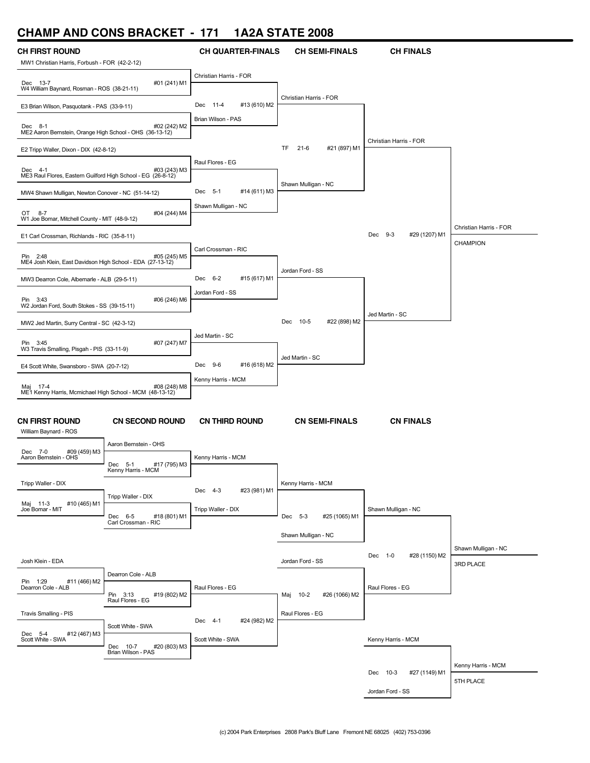# CHAMP AND CONS BRACKET - 171 1A2A STATE 2008

## CH FIRST ROUND

MW1 Christian Harris, Forbush - FOR (42-2-12)
Dec 13-7 #01 (241) M1
W4 William Baynard, Rosman - ROS (38-21-11)

E3 Brian Wilson, Pasquotank - PAS (33-9-11)
Dec 8-1 #02 (242) M2
ME2 Aaron Bernstein, Orange High School - OHS (36-13-12)

E2 Tripp Waller, Dixon - DIX (42-8-12)
Dec 4-1 #03 (243) M3
ME3 Raul Flores, Eastern Guilford High School - EG (26-8-12)

MW4 Shawn Mulligan, Newton Conover - NC (51-14-12)
OT 8-7 #04 (244) M4
W1 Joe Bomar, Mitchell County - MIT (48-9-12)

E1 Carl Crossman, Richlands - RIC (35-8-11)
Pin 2:48 #05 (245) M5
ME4 Josh Klein, East Davidson High School - EDA (27-13-12)

MW3 Dearron Cole, Albemarle - ALB (29-5-11)
Pin 3:43 #06 (246) M6
W2 Jordan Ford, South Stokes - SS (39-15-11)

MW2 Jed Martin, Surry Central - SC (42-3-12)
Pin 3:45 #07 (247) M7
W3 Travis Smalling, Pisgah - PIS (33-11-9)

E4 Scott White, Swansboro - SWA (20-7-12)
Maj 17-4 #08 (248) M8
ME1 Kenny Harris, Mcmichael High School - MCM (48-13-12)

## CH QUARTER-FINALS

Christian Harris - FOR
Dec 11-4 #13 (610) M2
Brian Wilson - PAS

Raul Flores - EG
Dec 5-1 #14 (611) M3
Shawn Mulligan - NC

Carl Crossman - RIC
Dec 6-2 #15 (617) M1
Jordan Ford - SS

Jed Martin - SC
Dec 9-6 #16 (618) M2
Kenny Harris - MCM

## CH SEMI-FINALS

Christian Harris - FOR
TF 21-6 #21 (897) M1
Shawn Mulligan - NC

Jordan Ford - SS
Dec 10-5 #22 (898) M2
Jed Martin - SC

## CH FINALS

Christian Harris - FOR
Dec 9-3 #29 (1207) M1
Jed Martin - SC

Christian Harris - FOR
CHAMPION

## CN FIRST ROUND

William Baynard - ROS
Dec 7-0 #09 (459) M3
Aaron Bernstein - OHS

Tripp Waller - DIX
Maj 11-3 #10 (465) M1
Joe Bomar - MIT

Josh Klein - EDA
Pin 1:29 #11 (466) M2
Dearron Cole - ALB

Travis Smalling - PIS
Dec 5-4 #12 (467) M3
Scott White - SWA

## CN SECOND ROUND

Aaron Bernstein - OHS
Dec 5-1 #17 (795) M3
Kenny Harris - MCM

Tripp Waller - DIX
Dec 6-5 #18 (801) M1
Carl Crossman - RIC

Dearron Cole - ALB
Pin 3:13 #19 (802) M2
Raul Flores - EG

Scott White - SWA
Dec 10-7 #20 (803) M3
Brian Wilson - PAS

## CN THIRD ROUND

Kenny Harris - MCM
Dec 4-3 #23 (981) M1
Tripp Waller - DIX

Raul Flores - EG
Dec 4-1 #24 (982) M2
Scott White - SWA

## CN SEMI-FINALS

Kenny Harris - MCM
Dec 5-3 #25 (1065) M1
Shawn Mulligan - NC

Jordan Ford - SS
Maj 10-2 #26 (1066) M2
Raul Flores - EG

## CN FINALS

Shawn Mulligan - NC
Dec 1-0 #28 (1150) M2
Raul Flores - EG

Shawn Mulligan - NC
3RD PLACE

Kenny Harris - MCM
Dec 10-3 #27 (1149) M1
Jordan Ford - SS

Kenny Harris - MCM
5TH PLACE

(c) 2004 Park Enterprises 2808 Park's Bluff Lane Fremont NE 68025 (402) 753-0396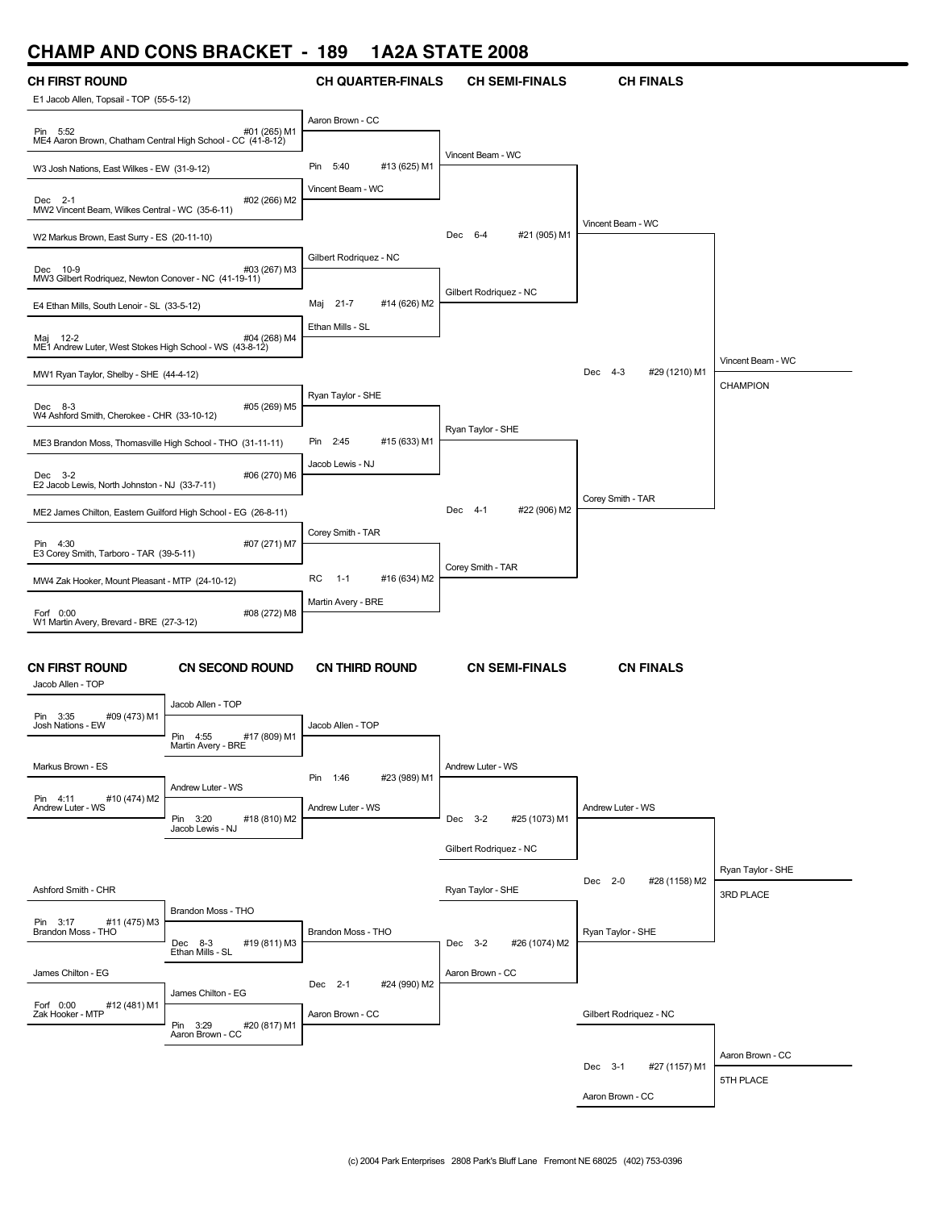# CHAMP AND CONS BRACKET - 189 1A2A STATE 2008

## CH FIRST ROUND

E1 Jacob Allen, Topsail - TOP (55-5-12)
Pin 5:52 #01 (265) M1
ME4 Aaron Brown, Chatham Central High School - CC (41-8-12)

W3 Josh Nations, East Wilkes - EW (31-9-12)
Dec 2-1 #02 (266) M2
MW2 Vincent Beam, Wilkes Central - WC (35-6-11)

W2 Markus Brown, East Surry - ES (20-11-10)
Dec 10-9 #03 (267) M3
MW3 Gilbert Rodriquez, Newton Conover - NC (41-19-11)

E4 Ethan Mills, South Lenoir - SL (33-5-12)
Maj 12-2 #04 (268) M4
ME1 Andrew Luter, West Stokes High School - WS (43-8-12)

MW1 Ryan Taylor, Shelby - SHE (44-4-12)
Dec 8-3 #05 (269) M5
W4 Ashford Smith, Cherokee - CHR (33-10-12)

ME3 Brandon Moss, Thomasville High School - THO (31-11-11)
Dec 3-2 #06 (270) M6
E2 Jacob Lewis, North Johnston - NJ (33-7-11)

ME2 James Chilton, Eastern Guilford High School - EG (26-8-11)
Pin 4:30 #07 (271) M7
E3 Corey Smith, Tarboro - TAR (39-5-11)

MW4 Zak Hooker, Mount Pleasant - MTP (24-10-12)
Forf 0:00 #08 (272) M8
W1 Martin Avery, Brevard - BRE (27-3-12)

## CH QUARTER-FINALS

Aaron Brown - CC
Pin 5:40 #13 (625) M1
Vincent Beam - WC

Gilbert Rodriquez - NC
Maj 21-7 #14 (626) M2
Ethan Mills - SL

Ryan Taylor - SHE
Pin 2:45 #15 (633) M1
Jacob Lewis - NJ

Corey Smith - TAR
RC 1-1 #16 (634) M2
Martin Avery - BRE

## CH SEMI-FINALS

Vincent Beam - WC
Dec 6-4 #21 (905) M1
Gilbert Rodriquez - NC

Ryan Taylor - SHE
Dec 4-1 #22 (906) M2
Corey Smith - TAR

## CH FINALS

Vincent Beam - WC
Dec 4-3 #29 (1210) M1
Corey Smith - TAR

Vincent Beam - WC
CHAMPION

## CN FIRST ROUND

Jacob Allen - TOP
Pin 3:35 #09 (473) M1
Josh Nations - EW

Markus Brown - ES
Pin 4:11 #10 (474) M2
Andrew Luter - WS

Ashford Smith - CHR
Pin 3:17 #11 (475) M3
Brandon Moss - THO

James Chilton - EG
Forf 0:00 #12 (481) M1
Zak Hooker - MTP

## CN SECOND ROUND

Jacob Allen - TOP
Pin 4:55 #17 (809) M1
Martin Avery - BRE

Andrew Luter - WS
Pin 3:20 #18 (810) M2
Jacob Lewis - NJ

Brandon Moss - THO
Dec 8-3 #19 (811) M3
Ethan Mills - SL

James Chilton - EG
Pin 3:29 #20 (817) M1
Aaron Brown - CC

## CN THIRD ROUND

Jacob Allen - TOP
Pin 1:46 #23 (989) M1
Andrew Luter - WS

Brandon Moss - THO
Dec 2-1 #24 (990) M2
Aaron Brown - CC

## CN SEMI-FINALS

Andrew Luter - WS
Dec 3-2 #25 (1073) M1
Gilbert Rodriquez - NC

Ryan Taylor - SHE
Dec 3-2 #26 (1074) M2
Aaron Brown - CC

## CN FINALS

Andrew Luter - WS
Dec 2-0 #28 (1158) M2
Ryan Taylor - SHE

Ryan Taylor - SHE
3RD PLACE

Gilbert Rodriquez - NC
Dec 3-1 #27 (1157) M1
Aaron Brown - CC

Aaron Brown - CC
5TH PLACE

(c) 2004 Park Enterprises 2808 Park's Bluff Lane Fremont NE 68025 (402) 753-0396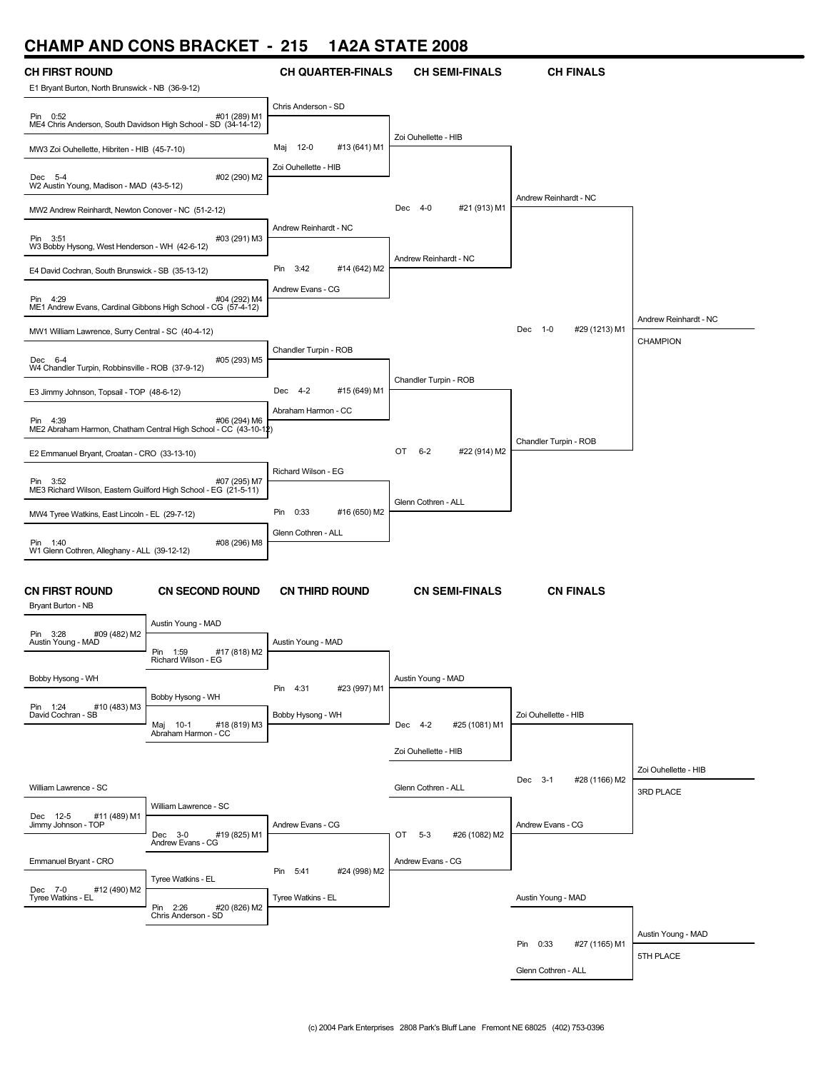# CHAMP AND CONS BRACKET - 215 1A2A STATE 2008

## CH FIRST ROUND

E1 Bryant Burton, North Brunswick - NB (36-9-12)
Pin 0:52 #01 (289) M1
ME4 Chris Anderson, South Davidson High School - SD (34-14-12)

MW3 Zoi Ouhellette, Hibriten - HIB (45-7-10)
Dec 5-4 #02 (290) M2
W2 Austin Young, Madison - MAD (43-5-12)

MW2 Andrew Reinhardt, Newton Conover - NC (51-2-12)
Pin 3:51 #03 (291) M3
W3 Bobby Hysong, West Henderson - WH (42-6-12)

E4 David Cochran, South Brunswick - SB (35-13-12)
Pin 4:29 #04 (292) M4
ME1 Andrew Evans, Cardinal Gibbons High School - CG (57-4-12)

MW1 William Lawrence, Surry Central - SC (40-4-12)
Dec 6-4 #05 (293) M5
W4 Chandler Turpin, Robbinsville - ROB (37-9-12)

E3 Jimmy Johnson, Topsail - TOP (48-6-12)
Pin 4:39 #06 (294) M6
ME2 Abraham Harmon, Chatham Central High School - CC (43-10-12)

E2 Emmanuel Bryant, Croatan - CRO (33-13-10)
Pin 3:52 #07 (295) M7
ME3 Richard Wilson, Eastern Guilford High School - EG (21-5-11)

MW4 Tyree Watkins, East Lincoln - EL (29-7-12)
Pin 1:40 #08 (296) M8
W1 Glenn Cothren, Alleghany - ALL (39-12-12)

## CH QUARTER-FINALS

Chris Anderson - SD
Maj 12-0 #13 (641) M1
Zoi Ouhellette - HIB

Andrew Reinhardt - NC
Pin 3:42 #14 (642) M2
Andrew Evans - CG

Chandler Turpin - ROB
Dec 4-2 #15 (649) M1
Abraham Harmon - CC

Richard Wilson - EG
Pin 0:33 #16 (650) M2
Glenn Cothren - ALL

## CH SEMI-FINALS

Zoi Ouhellette - HIB
Dec 4-0 #21 (913) M1
Andrew Reinhardt - NC

Chandler Turpin - ROB
OT 6-2 #22 (914) M2
Glenn Cothren - ALL

## CH FINALS

Andrew Reinhardt - NC
Dec 1-0 #29 (1213) M1
Chandler Turpin - ROB

Andrew Reinhardt - NC
CHAMPION

## CN FIRST ROUND

Bryant Burton - NB
Pin 3:28 #09 (482) M2
Austin Young - MAD

Bobby Hysong - WH
Pin 1:24 #10 (483) M3
David Cochran - SB

William Lawrence - SC
Dec 12-5 #11 (489) M1
Jimmy Johnson - TOP

Emmanuel Bryant - CRO
Dec 7-0 #12 (490) M2
Tyree Watkins - EL

## CN SECOND ROUND

Austin Young - MAD
Pin 1:59 #17 (818) M2
Richard Wilson - EG

Bobby Hysong - WH
Maj 10-1 #18 (819) M3
Abraham Harmon - CC

William Lawrence - SC
Dec 3-0 #19 (825) M1
Andrew Evans - CG

Tyree Watkins - EL
Pin 2:26 #20 (826) M2
Chris Anderson - SD

## CN THIRD ROUND

Austin Young - MAD
Pin 4:31 #23 (997) M1
Bobby Hysong - WH

Andrew Evans - CG
Pin 5:41 #24 (998) M2
Tyree Watkins - EL

## CN SEMI-FINALS

Austin Young - MAD
Dec 4-2 #25 (1081) M1
Zoi Ouhellette - HIB

Glenn Cothren - ALL
OT 5-3 #26 (1082) M2
Andrew Evans - CG

## CN FINALS

Zoi Ouhellette - HIB
Dec 3-1 #28 (1166) M2
Andrew Evans - CG

Zoi Ouhellette - HIB
3RD PLACE

Austin Young - MAD
Pin 0:33 #27 (1165) M1
Glenn Cothren - ALL

Austin Young - MAD
5TH PLACE

(c) 2004 Park Enterprises 2808 Park's Bluff Lane Fremont NE 68025 (402) 753-0396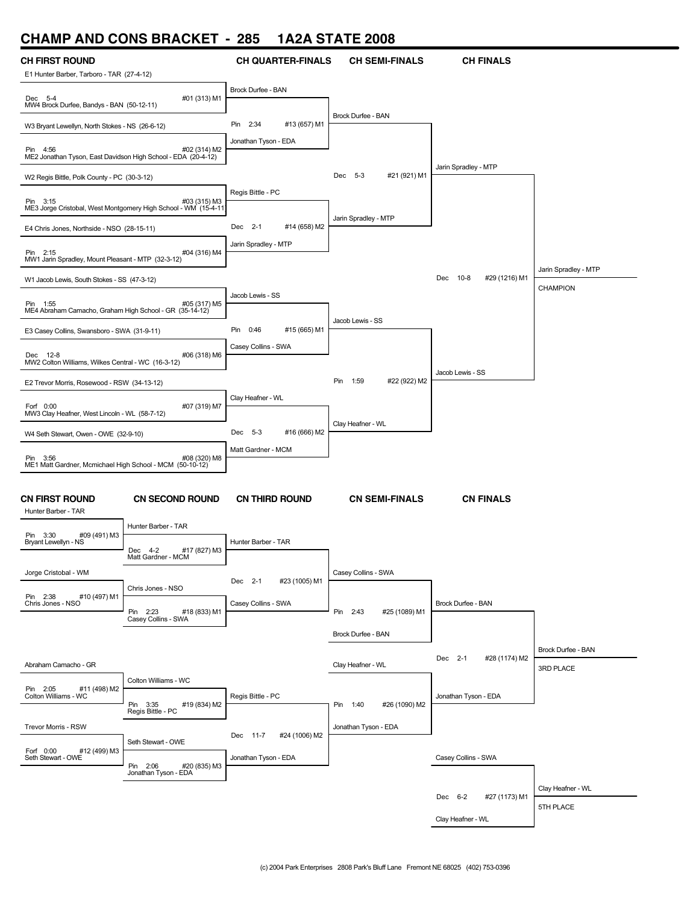# CHAMP AND CONS BRACKET - 285 1A2A STATE 2008

## CH FIRST ROUND

E1 Hunter Barber, Tarboro - TAR (27-4-12)
Dec 5-4 #01 (313) M1
MW4 Brock Durfee, Bandys - BAN (50-12-11)

W3 Bryant Lewellyn, North Stokes - NS (26-6-12)
Pin 4:56 #02 (314) M2
ME2 Jonathan Tyson, East Davidson High School - EDA (20-4-12)

W2 Regis Bittle, Polk County - PC (30-3-12)
Pin 3:15 #03 (315) M3
ME3 Jorge Cristobal, West Montgomery High School - WM (15-4-11)

E4 Chris Jones, Northside - NSO (28-15-11)
Pin 2:15 #04 (316) M4
MW1 Jarin Spradley, Mount Pleasant - MTP (32-3-12)

W1 Jacob Lewis, South Stokes - SS (47-3-12)
Pin 1:55 #05 (317) M5
ME4 Abraham Camacho, Graham High School - GR (35-14-12)

E3 Casey Collins, Swansboro - SWA (31-9-11)
Dec 12-8 #06 (318) M6
MW2 Colton Williams, Wilkes Central - WC (16-3-12)

E2 Trevor Morris, Rosewood - RSW (34-13-12)
Forf 0:00 #07 (319) M7
MW3 Clay Heafner, West Lincoln - WL (58-7-12)

W4 Seth Stewart, Owen - OWE (32-9-10)
Pin 3:56 #08 (320) M8
ME1 Matt Gardner, Mcmichael High School - MCM (50-10-12)

## CH QUARTER-FINALS

Brock Durfee - BAN
Pin 2:34 #13 (657) M1
Jonathan Tyson - EDA

Regis Bittle - PC
Dec 2-1 #14 (658) M2
Jarin Spradley - MTP

Jacob Lewis - SS
Pin 0:46 #15 (665) M1
Casey Collins - SWA

Clay Heafner - WL
Dec 5-3 #16 (666) M2
Matt Gardner - MCM

## CH SEMI-FINALS

Brock Durfee - BAN
Dec 5-3 #21 (921) M1
Jarin Spradley - MTP

Jacob Lewis - SS
Pin 1:59 #22 (922) M2
Clay Heafner - WL

## CH FINALS

Jarin Spradley - MTP
Dec 10-8 #29 (1216) M1
Jacob Lewis - SS

Jarin Spradley - MTP
CHAMPION

## CN FIRST ROUND

Hunter Barber - TAR
Pin 3:30 #09 (491) M3
Bryant Lewellyn - NS

Jorge Cristobal - WM
Pin 2:38 #10 (497) M1
Chris Jones - NSO

Abraham Camacho - GR
Pin 2:05 #11 (498) M2
Colton Williams - WC

Trevor Morris - RSW
Forf 0:00 #12 (499) M3
Seth Stewart - OWE

## CN SECOND ROUND

Hunter Barber - TAR
Dec 4-2 #17 (827) M3
Matt Gardner - MCM

Chris Jones - NSO
Pin 2:23 #18 (833) M1
Casey Collins - SWA

Colton Williams - WC
Pin 3:35 #19 (834) M2
Regis Bittle - PC

Seth Stewart - OWE
Pin 2:06 #20 (835) M3
Jonathan Tyson - EDA

## CN THIRD ROUND

Hunter Barber - TAR
Dec 2-1 #23 (1005) M1
Casey Collins - SWA

Regis Bittle - PC
Dec 11-7 #24 (1006) M2
Jonathan Tyson - EDA

## CN SEMI-FINALS

Casey Collins - SWA
Pin 2:43 #25 (1089) M1
Brock Durfee - BAN

Clay Heafner - WL
Pin 1:40 #26 (1090) M2
Jonathan Tyson - EDA

## CN FINALS

Brock Durfee - BAN
Dec 2-1 #28 (1174) M2
Jonathan Tyson - EDA

Brock Durfee - BAN
3RD PLACE

Casey Collins - SWA
Dec 6-2 #27 (1173) M1
Clay Heafner - WL

Clay Heafner - WL
5TH PLACE

(c) 2004 Park Enterprises 2808 Park's Bluff Lane Fremont NE 68025 (402) 753-0396